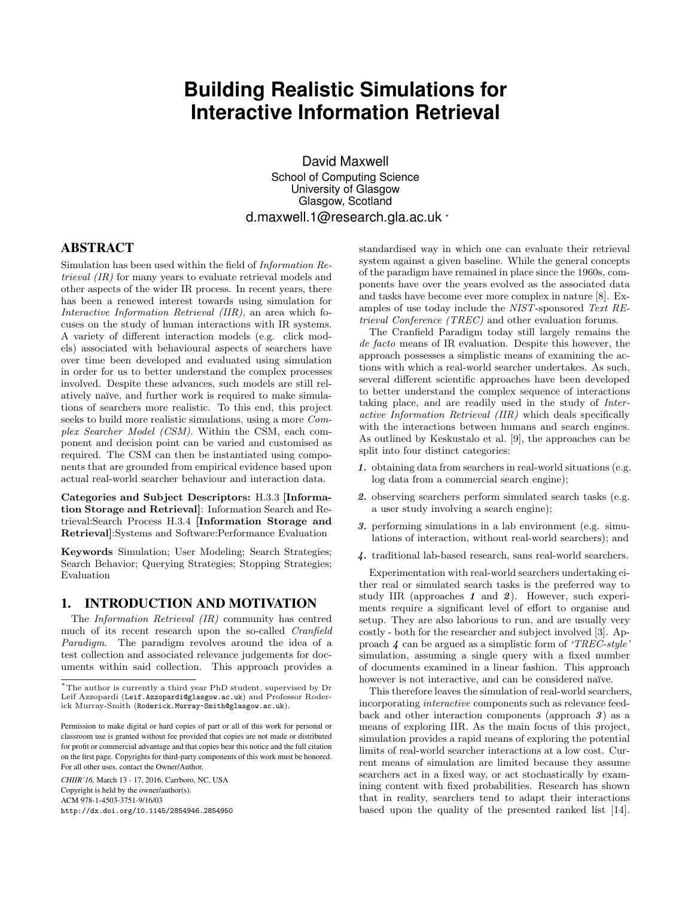# Building Realistic Simulations for Interactive Information Retrieval

David Maxwell
School of Computing Science
University of Glasgow
Glasgow, Scotland
d.maxwell.1@research.gla.ac.uk [*]

## ABSTRACT

Simulation has been used within the field of *Information Retrieval (IR)* for many years to evaluate retrieval models and other aspects of the wider IR process. In recent years, there has been a renewed interest towards using simulation for *Interactive Information Retrieval (IIR)*, an area which focuses on the study of human interactions with IR systems. A variety of different interaction models (e.g. click models) associated with behavioural aspects of searchers have over time been developed and evaluated using simulation in order for us to better understand the complex processes involved. Despite these advances, such models are still relatively naïve, and further work is required to make simulations of searchers more realistic. To this end, this project seeks to build more realistic simulations, using a more *Complex Searcher Model (CSM)*. Within the CSM, each component and decision point can be varied and customised as required. The CSM can then be instantiated using components that are grounded from empirical evidence based upon actual real-world searcher behaviour and interaction data.

**Categories and Subject Descriptors:** H.3.3 [**Information Storage and Retrieval**]: Information Search and Retrieval:Search Process H.3.4 [**Information Storage and Retrieval**]:Systems and Software:Performance Evaluation

**Keywords** Simulation; User Modeling; Search Strategies; Search Behavior; Querying Strategies; Stopping Strategies; Evaluation

## 1. INTRODUCTION AND MOTIVATION

The *Information Retrieval (IR)* community has centred much of its recent research upon the so-called *Cranfield Paradigm*. The paradigm revolves around the idea of a test collection and associated relevance judgements for documents within said collection. This approach provides a standardised way in which one can evaluate their retrieval system against a given baseline. While the general concepts of the paradigm have remained in place since the 1960s, components have over the years evolved as the associated data and tasks have become ever more complex in nature [8]. Examples of use today include the *NIST*-sponsored *Text REtrieval Conference (TREC)* and other evaluation forums.

The Cranfield Paradigm today still largely remains the *de facto* means of IR evaluation. Despite this however, the approach possesses a simplistic means of examining the actions with which a real-world searcher undertakes. As such, several different scientific approaches have been developed to better understand the complex sequence of interactions taking place, and are readily used in the study of *Interactive Information Retrieval (IIR)* which deals specifically with the interactions between humans and search engines. As outlined by Keskustalo et al. [9], the approaches can be split into four distinct categories:

***1.*** obtaining data from searchers in real-world situations (e.g. log data from a commercial search engine);

***2.*** observing searchers perform simulated search tasks (e.g. a user study involving a search engine);

***3.*** performing simulations in a lab environment (e.g. simulations of interaction, without real-world searchers); and

***4.*** traditional lab-based research, sans real-world searchers.

Experimentation with real-world searchers undertaking either real or simulated search tasks is the preferred way to study IIR (approaches ***1*** and ***2***). However, such experiments require a significant level of effort to organise and setup. They are also laborious to run, and are usually very costly - both for the researcher and subject involved [3]. Approach ***4*** can be argued as a simplistic form of *'TREC-style'* simulation, assuming a single query with a fixed number of documents examined in a linear fashion. This approach however is not interactive, and can be considered naïve.

This therefore leaves the simulation of real-world searchers, incorporating *interactive* components such as relevance feedback and other interaction components (approach ***3***) as a means of exploring IIR. As the main focus of this project, simulation provides a rapid means of exploring the potential limits of real-world searcher interactions at a low cost. Current means of simulation are limited because they assume searchers act in a fixed way, or act stochastically by examining content with fixed probabilities. Research has shown that in reality, searchers tend to adapt their interactions based upon the quality of the presented ranked list [14].

---

[*] The author is currently a third year PhD student, supervised by Dr Leif Azzopardi (Leif.Azzopardi@glasgow.ac.uk) and Professor Roderick Murray-Smith (Roderick.Murray-Smith@glasgow.ac.uk).

Permission to make digital or hard copies of part or all of this work for personal or classroom use is granted without fee provided that copies are not made or distributed for profit or commercial advantage and that copies bear this notice and the full citation on the first page. Copyrights for third-party components of this work must be honored. For all other uses, contact the Owner/Author.

*CHIIR'16,* March 13 - 17, 2016, Carrboro, NC, USA
Copyright is held by the owner/author(s).
ACM 978-1-4503-3751-9/16/03
http://dx.doi.org/10.1145/2854946.2854950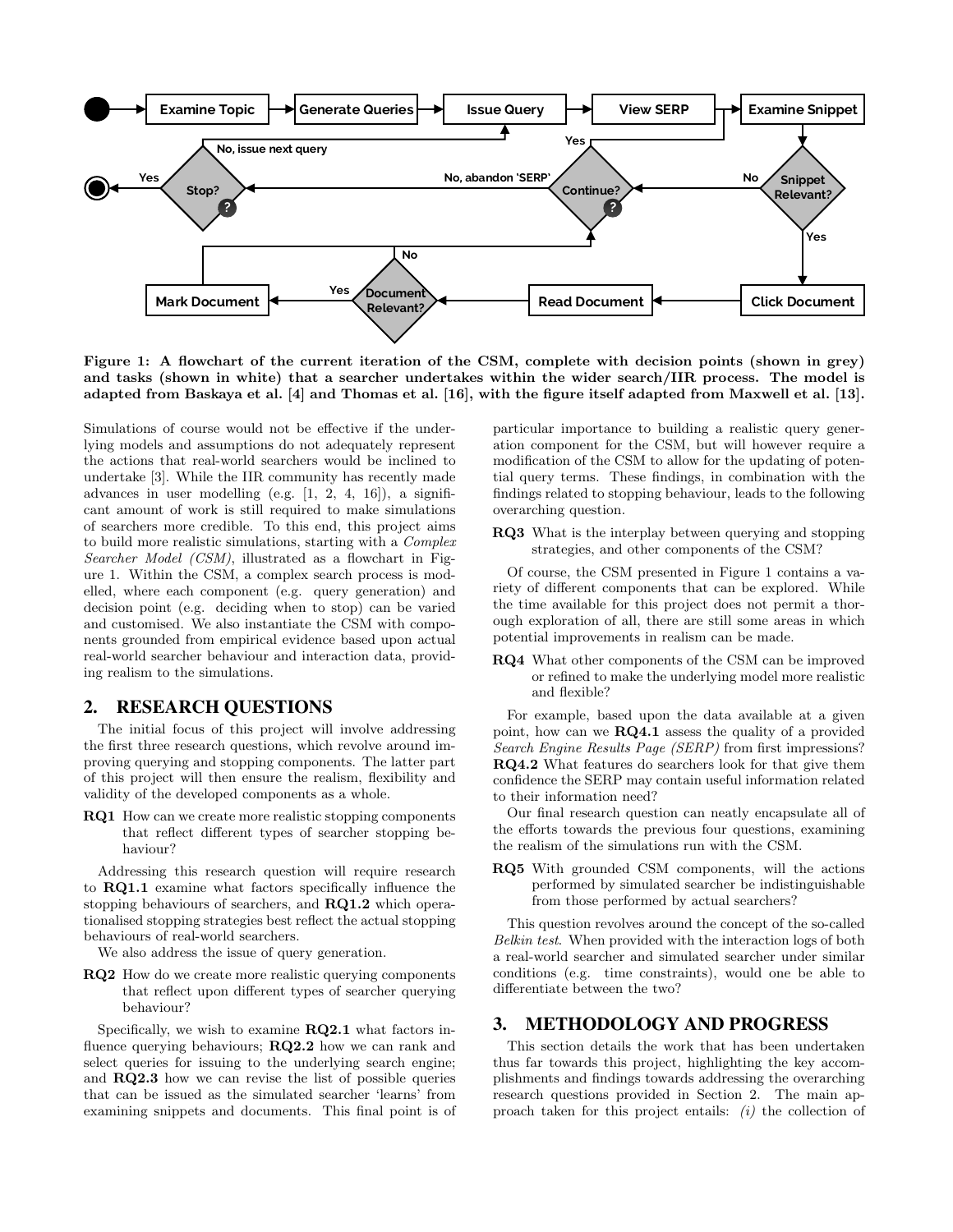**Figure 1: A flowchart of the current iteration of the CSM, complete with decision points (shown in grey) and tasks (shown in white) that a searcher undertakes within the wider search/IIR process. The model is adapted from Baskaya et al. [4] and Thomas et al. [16], with the figure itself adapted from Maxwell et al. [13].**

Simulations of course would not be effective if the underlying models and assumptions do not adequately represent the actions that real-world searchers would be inclined to undertake [3]. While the IIR community has recently made advances in user modelling (e.g. [1, 2, 4, 16]), a significant amount of work is still required to make simulations of searchers more credible. To this end, this project aims to build more realistic simulations, starting with a *Complex Searcher Model (CSM)*, illustrated as a flowchart in Figure 1. Within the CSM, a complex search process is modelled, where each component (e.g. query generation) and decision point (e.g. deciding when to stop) can be varied and customised. We also instantiate the CSM with components grounded from empirical evidence based upon actual real-world searcher behaviour and interaction data, providing realism to the simulations.

## 2. RESEARCH QUESTIONS

The initial focus of this project will involve addressing the first three research questions, which revolve around improving querying and stopping components. The latter part of this project will then ensure the realism, flexibility and validity of the developed components as a whole.

**RQ1** How can we create more realistic stopping components that reflect different types of searcher stopping behaviour?

Addressing this research question will require research to **RQ1.1** examine what factors specifically influence the stopping behaviours of searchers, and **RQ1.2** which operationalised stopping strategies best reflect the actual stopping behaviours of real-world searchers.

We also address the issue of query generation.

**RQ2** How do we create more realistic querying components that reflect upon different types of searcher querying behaviour?

Specifically, we wish to examine **RQ2.1** what factors influence querying behaviours; **RQ2.2** how we can rank and select queries for issuing to the underlying search engine; and **RQ2.3** how we can revise the list of possible queries that can be issued as the simulated searcher 'learns' from examining snippets and documents. This final point is of particular importance to building a realistic query generation component for the CSM, but will however require a modification of the CSM to allow for the updating of potential query terms. These findings, in combination with the findings related to stopping behaviour, leads to the following overarching question.

**RQ3** What is the interplay between querying and stopping strategies, and other components of the CSM?

Of course, the CSM presented in Figure 1 contains a variety of different components that can be explored. While the time available for this project does not permit a thorough exploration of all, there are still some areas in which potential improvements in realism can be made.

**RQ4** What other components of the CSM can be improved or refined to make the underlying model more realistic and flexible?

For example, based upon the data available at a given point, how can we **RQ4.1** assess the quality of a provided *Search Engine Results Page (SERP)* from first impressions? **RQ4.2** What features do searchers look for that give them confidence the SERP may contain useful information related to their information need?

Our final research question can neatly encapsulate all of the efforts towards the previous four questions, examining the realism of the simulations run with the CSM.

**RQ5** With grounded CSM components, will the actions performed by simulated searcher be indistinguishable from those performed by actual searchers?

This question revolves around the concept of the so-called *Belkin test*. When provided with the interaction logs of both a real-world searcher and simulated searcher under similar conditions (e.g. time constraints), would one be able to differentiate between the two?

## 3. METHODOLOGY AND PROGRESS

This section details the work that has been undertaken thus far towards this project, highlighting the key accomplishments and findings towards addressing the overarching research questions provided in Section 2. The main approach taken for this project entails: *(i)* the collection of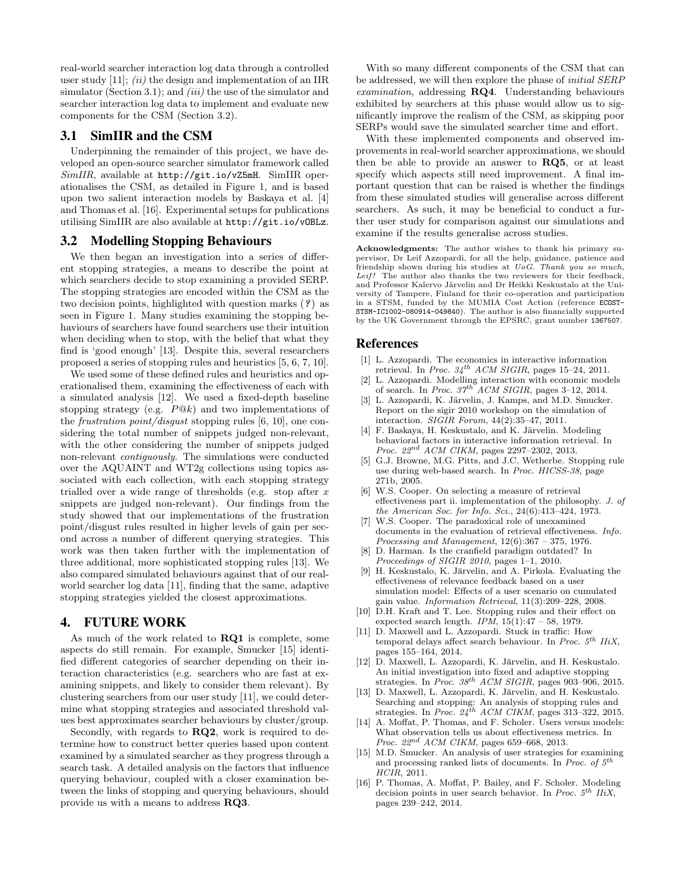real-world searcher interaction log data through a controlled user study [11]; *(ii)* the design and implementation of an IIR simulator (Section 3.1); and *(iii)* the use of the simulator and searcher interaction log data to implement and evaluate new components for the CSM (Section 3.2).

## 3.1 SimIIR and the CSM

Underpinning the remainder of this project, we have developed an open-source searcher simulator framework called *SimIIR*, available at `http://git.io/vZ5mH`. SimIIR operationalises the CSM, as detailed in Figure 1, and is based upon two salient interaction models by Baskaya et al. [4] and Thomas et al. [16]. Experimental setups for publications utilising SimIIR are also available at `http://git.io/vOBLz`.

## 3.2 Modelling Stopping Behaviours

We then began an investigation into a series of different stopping strategies, a means to describe the point at which searchers decide to stop examining a provided SERP. The stopping strategies are encoded within the CSM as the two decision points, highlighted with question marks (**?**) as seen in Figure 1. Many studies examining the stopping behaviours of searchers have found searchers use their intuition when deciding when to stop, with the belief that what they find is 'good enough' [13]. Despite this, several researchers proposed a series of stopping rules and heuristics [5, 6, 7, 10].

We used some of these defined rules and heuristics and operationalised them, examining the effectiveness of each with a simulated analysis [12]. We used a fixed-depth baseline stopping strategy (e.g. $P@k$) and two implementations of the *frustration point/disgust* stopping rules [6, 10], one considering the total number of snippets judged non-relevant, with the other considering the number of snippets judged non-relevant *contiguously*. The simulations were conducted over the AQUAINT and WT2g collections using topics associated with each collection, with each stopping strategy trialled over a wide range of thresholds (e.g. stop after $x$ snippets are judged non-relevant). Our findings from the study showed that our implementations of the frustration point/disgust rules resulted in higher levels of gain per second across a number of different querying strategies. This work was then taken further with the implementation of three additional, more sophisticated stopping rules [13]. We also compared simulated behaviours against that of our real-world searcher log data [11], finding that the same, adaptive stopping strategies yielded the closest approximations.

# 4. FUTURE WORK

As much of the work related to **RQ1** is complete, some aspects do still remain. For example, Smucker [15] identified different categories of searcher depending on their interaction characteristics (e.g. searchers who are fast at examining snippets, and likely to consider them relevant). By clustering searchers from our user study [11], we could determine what stopping strategies and associated threshold values best approximates searcher behaviours by cluster/group.

Secondly, with regards to **RQ2**, work is required to determine how to construct better queries based upon content examined by a simulated searcher as they progress through a search task. A detailed analysis on the factors that influence querying behaviour, coupled with a closer examination between the links of stopping and querying behaviours, should provide us with a means to address **RQ3**.

With so many different components of the CSM that can be addressed, we will then explore the phase of *initial SERP examination*, addressing **RQ4**. Understanding behaviours exhibited by searchers at this phase would allow us to significantly improve the realism of the CSM, as skipping poor SERPs would save the simulated searcher time and effort.

With these implemented components and observed improvements in real-world searcher approximations, we should then be able to provide an answer to **RQ5**, or at least specify which aspects still need improvement. A final important question that can be raised is whether the findings from these simulated studies will generalise across different searchers. As such, it may be beneficial to conduct a further user study for comparison against our simulations and examine if the results generalise across studies.

**Acknowledgments:** The author wishes to thank his primary supervisor, Dr Leif Azzopardi, for all the help, guidance, patience and friendship shown during his studies at *UoG*. *Thank you so much, Leif!* The author also thanks the two reviewers for their feedback, and Professor Kalervo Järvelin and Dr Heikki Keskustalo at the University of Tampere, Finland for their co-operation and participation in a STSM, funded by the MUMIA Cost Action (reference `ECOST-STSM-IC1002-080914-049840`). The author is also financially supported by the UK Government through the EPSRC, grant number `1367507`.

## References

[1] L. Azzopardi. The economics in interactive information retrieval. In *Proc. 34th ACM SIGIR*, pages 15–24, 2011.

[2] L. Azzopardi. Modelling interaction with economic models of search. In *Proc. 37th ACM SIGIR*, pages 3–12, 2014.

[3] L. Azzopardi, K. Järvelin, J. Kamps, and M.D. Smucker. Report on the sigir 2010 workshop on the simulation of interaction. *SIGIR Forum*, 44(2):35–47, 2011.

[4] F. Baskaya, H. Keskustalo, and K. Järvelin. Modeling behavioral factors in interactive information retrieval. In *Proc. 22nd ACM CIKM*, pages 2297–2302, 2013.

[5] G.J. Browne, M.G. Pitts, and J.C. Wetherbe. Stopping rule use during web-based search. In *Proc. HICSS-38*, page 271b, 2005.

[6] W.S. Cooper. On selecting a measure of retrieval effectiveness part ii. implementation of the philosophy. *J. of the American Soc. for Info. Sci.*, 24(6):413–424, 1973.

[7] W.S. Cooper. The paradoxical role of unexamined documents in the evaluation of retrieval effectiveness. *Info. Processing and Management*, 12(6):367 – 375, 1976.

[8] D. Harman. Is the cranfield paradigm outdated? In *Proceedings of SIGIR 2010*, pages 1–1, 2010.

[9] H. Keskustalo, K. Järvelin, and A. Pirkola. Evaluating the effectiveness of relevance feedback based on a user simulation model: Effects of a user scenario on cumulated gain value. *Information Retrieval*, 11(3):209–228, 2008.

[10] D.H. Kraft and T. Lee. Stopping rules and their effect on expected search length. *IPM*, 15(1):47 – 58, 1979.

[11] D. Maxwell and L. Azzopardi. Stuck in traffic: How temporal delays affect search behaviour. In *Proc. 5th IIiX*, pages 155–164, 2014.

[12] D. Maxwell, L. Azzopardi, K. Järvelin, and H. Keskustalo. An initial investigation into fixed and adaptive stopping strategies. In *Proc. 38th ACM SIGIR*, pages 903–906, 2015.

[13] D. Maxwell, L. Azzopardi, K. Järvelin, and H. Keskustalo. Searching and stopping: An analysis of stopping rules and strategies. In *Proc. 24th ACM CIKM*, pages 313–322, 2015.

[14] A. Moffat, P. Thomas, and F. Scholer. Users versus models: What observation tells us about effectiveness metrics. In *Proc. 22nd ACM CIKM*, pages 659–668, 2013.

[15] M.D. Smucker. An analysis of user strategies for examining and processing ranked lists of documents. In *Proc. of 5th HCIR*, 2011.

[16] P. Thomas, A. Moffat, P. Bailey, and F. Scholer. Modeling decision points in user search behavior. In *Proc. 5th IIiX*, pages 239–242, 2014.